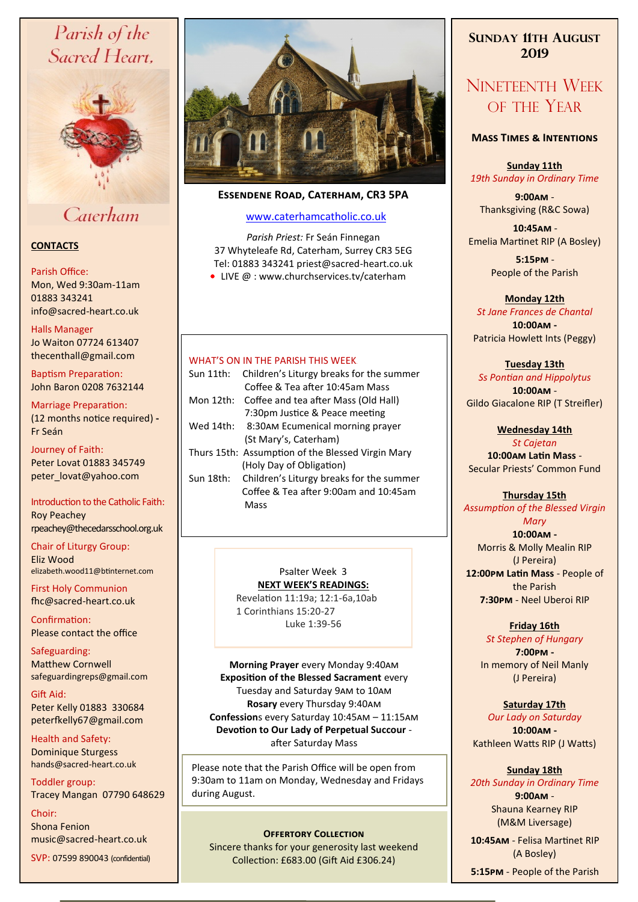# Parish of the Sacred Heart, Caterham

## CONTACTS

Parish Office:
Mon, Wed 9:30am-11am
01883 343241
info@sacred-heart.co.uk

Halls Manager
Jo Waiton 07724 613407
thecenthall@gmail.com

Baptism Preparation:
John Baron 0208 7632144

Marriage Preparation:
(12 months notice required) - Fr Seán

Journey of Faith:
Peter Lovat 01883 345749
peter_lovat@yahoo.com

Introduction to the Catholic Faith:
Roy Peachey
rpeachey@thecedarsschool.org.uk

Chair of Liturgy Group:
Eliz Wood
elizabeth.wood11@btinternet.com

First Holy Communion
fhc@sacred-heart.co.uk

Confirmation:
Please contact the office

Safeguarding:
Matthew Cornwell
safeguardingreps@gmail.com

Gift Aid:
Peter Kelly 01883 330684
peterfkelly67@gmail.com

Health and Safety:
Dominique Sturgess
hands@sacred-heart.co.uk

Toddler group:
Tracey Mangan 07790 648629

Choir:
Shona Fenion
music@sacred-heart.co.uk

SVP: 07599 890043 (confidential)

**ESSENDENE ROAD, CATERHAM, CR3 5PA**

www.caterhamcatholic.co.uk

*Parish Priest:* Fr Seán Finnegan
37 Whyteleafe Rd, Caterham, Surrey CR3 5EG
Tel: 01883 343241 priest@sacred-heart.co.uk
- LIVE @ : www.churchservices.tv/caterham

### WHAT'S ON IN THE PARISH THIS WEEK

| | |
|---|---|
| Sun 11th: | Children's Liturgy breaks for the summer<br>Coffee & Tea after 10:45am Mass |
| Mon 12th: | Coffee and tea after Mass (Old Hall)<br>7:30pm Justice & Peace meeting |
| Wed 14th: | 8:30AM Ecumenical morning prayer<br>(St Mary's, Caterham) |
| Thurs 15th: | Assumption of the Blessed Virgin Mary<br>(Holy Day of Obligation) |
| Sun 18th: | Children's Liturgy breaks for the summer<br>Coffee & Tea after 9:00am and 10:45am Mass |

Psalter Week 3

**NEXT WEEK'S READINGS:**

Revelation 11:19a; 12:1-6a,10ab
1 Corinthians 15:20-27
Luke 1:39-56

**Morning Prayer** every Monday 9:40AM
**Exposition of the Blessed Sacrament** every Tuesday and Saturday 9AM to 10AM
**Rosary** every Thursday 9:40AM
**Confessions** every Saturday 10:45AM – 11:15AM
**Devotion to Our Lady of Perpetual Succour** - after Saturday Mass

Please note that the Parish Office will be open from 9:30am to 11am on Monday, Wednesday and Fridays during August.

**OFFERTORY COLLECTION**

Sincere thanks for your generosity last weekend
Collection: £683.00 (Gift Aid £306.24)

## SUNDAY 11TH AUGUST 2019

## NINETEENTH WEEK OF THE YEAR

### MASS TIMES & INTENTIONS

**Sunday 11th**
*19th Sunday in Ordinary Time*
**9:00AM** - Thanksgiving (R&C Sowa)
**10:45AM** - Emelia Martinet RIP (A Bosley)
**5:15PM** - People of the Parish

**Monday 12th**
*St Jane Frances de Chantal*
**10:00AM** - Patricia Howlett Ints (Peggy)

**Tuesday 13th**
*Ss Pontian and Hippolytus*
**10:00AM** - Gildo Giacalone RIP (T Streifler)

**Wednesday 14th**
*St Cajetan*
**10:00AM Latin Mass** - Secular Priests' Common Fund

**Thursday 15th**
*Assumption of the Blessed Virgin Mary*
**10:00AM** - Morris & Molly Mealin RIP (J Pereira)
**12:00PM Latin Mass** - People of the Parish
**7:30PM** - Neel Uberoi RIP

**Friday 16th**
*St Stephen of Hungary*
**7:00PM** - In memory of Neil Manly (J Pereira)

**Saturday 17th**
*Our Lady on Saturday*
**10:00AM** - Kathleen Watts RIP (J Watts)

**Sunday 18th**
*20th Sunday in Ordinary Time*
**9:00AM** - Shauna Kearney RIP (M&M Liversage)
**10:45AM** - Felisa Martinet RIP (A Bosley)
**5:15PM** - People of the Parish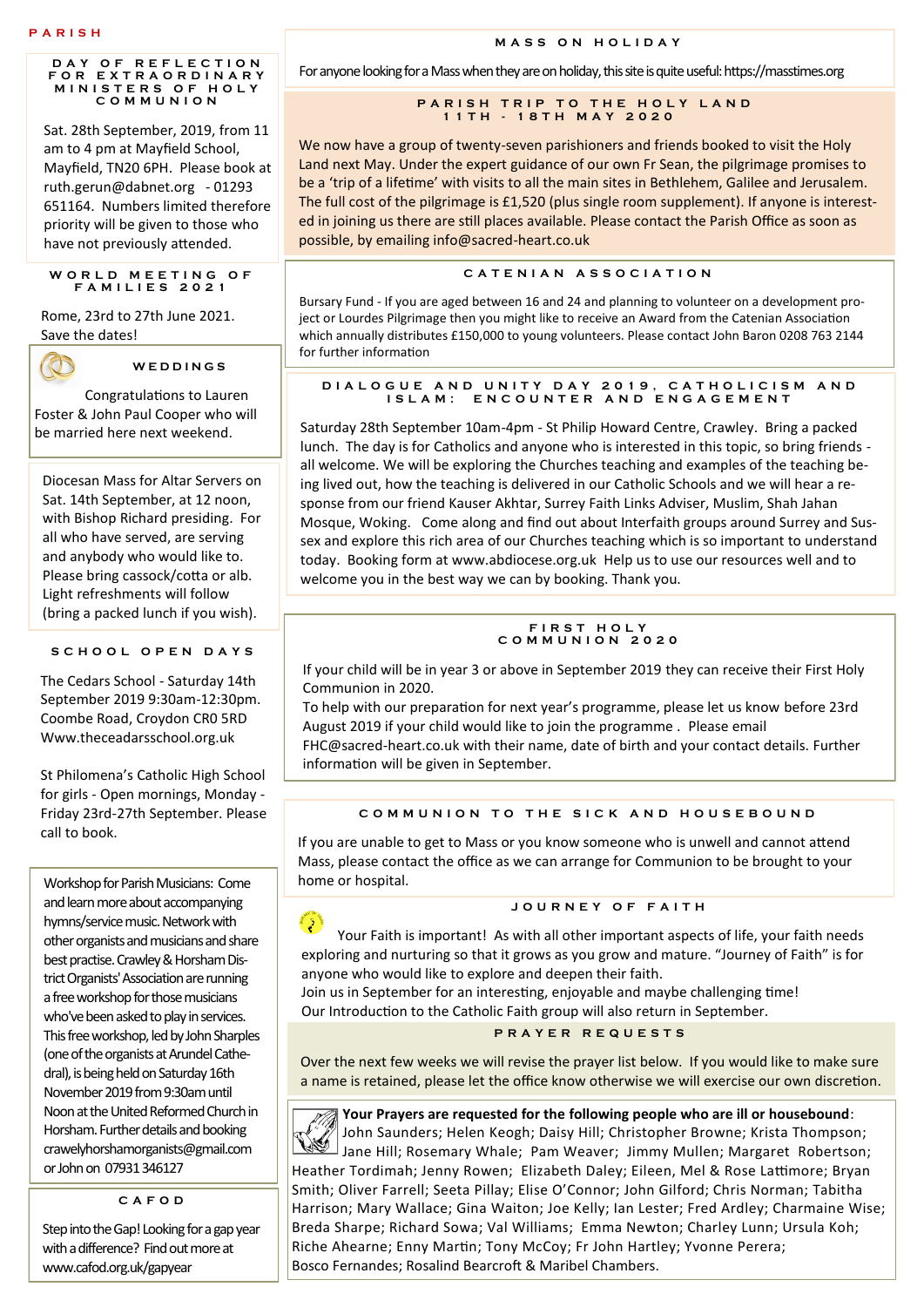# PARISH

## DAY OF REFLECTION FOR EXTRAORDINARY MINISTERS OF HOLY COMMUNION

Sat. 28th September, 2019, from 11 am to 4 pm at Mayfield School, Mayfield, TN20 6PH. Please book at ruth.gerun@dabnet.org - 01293 651164. Numbers limited therefore priority will be given to those who have not previously attended.

## WORLD MEETING OF FAMILIES 2021

Rome, 23rd to 27th June 2021. Save the dates!

## WEDDINGS

Congratulations to Lauren Foster & John Paul Cooper who will be married here next weekend.

Diocesan Mass for Altar Servers on Sat. 14th September, at 12 noon, with Bishop Richard presiding. For all who have served, are serving and anybody who would like to. Please bring cassock/cotta or alb. Light refreshments will follow (bring a packed lunch if you wish).

## SCHOOL OPEN DAYS

The Cedars School - Saturday 14th September 2019 9:30am-12:30pm. Coombe Road, Croydon CR0 5RD Www.theceadarsschool.org.uk

St Philomena's Catholic High School for girls - Open mornings, Monday - Friday 23rd-27th September. Please call to book.

Workshop for Parish Musicians: Come and learn more about accompanying hymns/service music. Network with other organists and musicians and share best practise. Crawley & Horsham District Organists' Association are running a free workshop for those musicians who've been asked to play in services. This free workshop, led by John Sharples (one of the organists at Arundel Cathedral), is being held on Saturday 16th November 2019 from 9:30am until Noon at the United Reformed Church in Horsham. Further details and booking crawelyhorshamorganists@gmail.com or John on 07931 346127

## CAFOD

Step into the Gap! Looking for a gap year with a difference? Find out more at www.cafod.org.uk/gapyear

## MASS ON HOLIDAY

For anyone looking for a Mass when they are on holiday, this site is quite useful: https://masstimes.org

## PARISH TRIP TO THE HOLY LAND 11TH - 18TH MAY 2020

We now have a group of twenty-seven parishioners and friends booked to visit the Holy Land next May. Under the expert guidance of our own Fr Sean, the pilgrimage promises to be a 'trip of a lifetime' with visits to all the main sites in Bethlehem, Galilee and Jerusalem. The full cost of the pilgrimage is £1,520 (plus single room supplement). If anyone is interested in joining us there are still places available. Please contact the Parish Office as soon as possible, by emailing info@sacred-heart.co.uk

## CATENIAN ASSOCIATION

Bursary Fund - If you are aged between 16 and 24 and planning to volunteer on a development project or Lourdes Pilgrimage then you might like to receive an Award from the Catenian Association which annually distributes £150,000 to young volunteers. Please contact John Baron 0208 763 2144 for further information

## DIALOGUE AND UNITY DAY 2019, CATHOLICISM AND ISLAM: ENCOUNTER AND ENGAGEMENT

Saturday 28th September 10am-4pm - St Philip Howard Centre, Crawley. Bring a packed lunch. The day is for Catholics and anyone who is interested in this topic, so bring friends - all welcome. We will be exploring the Churches teaching and examples of the teaching being lived out, how the teaching is delivered in our Catholic Schools and we will hear a response from our friend Kauser Akhtar, Surrey Faith Links Adviser, Muslim, Shah Jahan Mosque, Woking. Come along and find out about Interfaith groups around Surrey and Sussex and explore this rich area of our Churches teaching which is so important to understand today. Booking form at www.abdiocese.org.uk Help us to use our resources well and to welcome you in the best way we can by booking. Thank you.

## FIRST HOLY COMMUNION 2020

If your child will be in year 3 or above in September 2019 they can receive their First Holy Communion in 2020.

To help with our preparation for next year's programme, please let us know before 23rd August 2019 if your child would like to join the programme . Please email FHC@sacred-heart.co.uk with their name, date of birth and your contact details. Further information will be given in September.

## COMMUNION TO THE SICK AND HOUSEBOUND

If you are unable to get to Mass or you know someone who is unwell and cannot attend Mass, please contact the office as we can arrange for Communion to be brought to your home or hospital.

## JOURNEY OF FAITH

Your Faith is important! As with all other important aspects of life, your faith needs exploring and nurturing so that it grows as you grow and mature. "Journey of Faith" is for anyone who would like to explore and deepen their faith.

Join us in September for an interesting, enjoyable and maybe challenging time!

Our Introduction to the Catholic Faith group will also return in September.

## PRAYER REQUESTS

Over the next few weeks we will revise the prayer list below. If you would like to make sure a name is retained, please let the office know otherwise we will exercise our own discretion.

**Your Prayers are requested for the following people who are ill or housebound**: John Saunders; Helen Keogh; Daisy Hill; Christopher Browne; Krista Thompson; Jane Hill; Rosemary Whale; Pam Weaver; Jimmy Mullen; Margaret Robertson; Heather Tordimah; Jenny Rowen; Elizabeth Daley; Eileen, Mel & Rose Lattimore; Bryan Smith; Oliver Farrell; Seeta Pillay; Elise O'Connor; John Gilford; Chris Norman; Tabitha Harrison; Mary Wallace; Gina Waiton; Joe Kelly; Ian Lester; Fred Ardley; Charmaine Wise; Breda Sharpe; Richard Sowa; Val Williams; Emma Newton; Charley Lunn; Ursula Koh; Riche Ahearne; Enny Martin; Tony McCoy; Fr John Hartley; Yvonne Perera; Bosco Fernandes; Rosalind Bearcroft & Maribel Chambers.